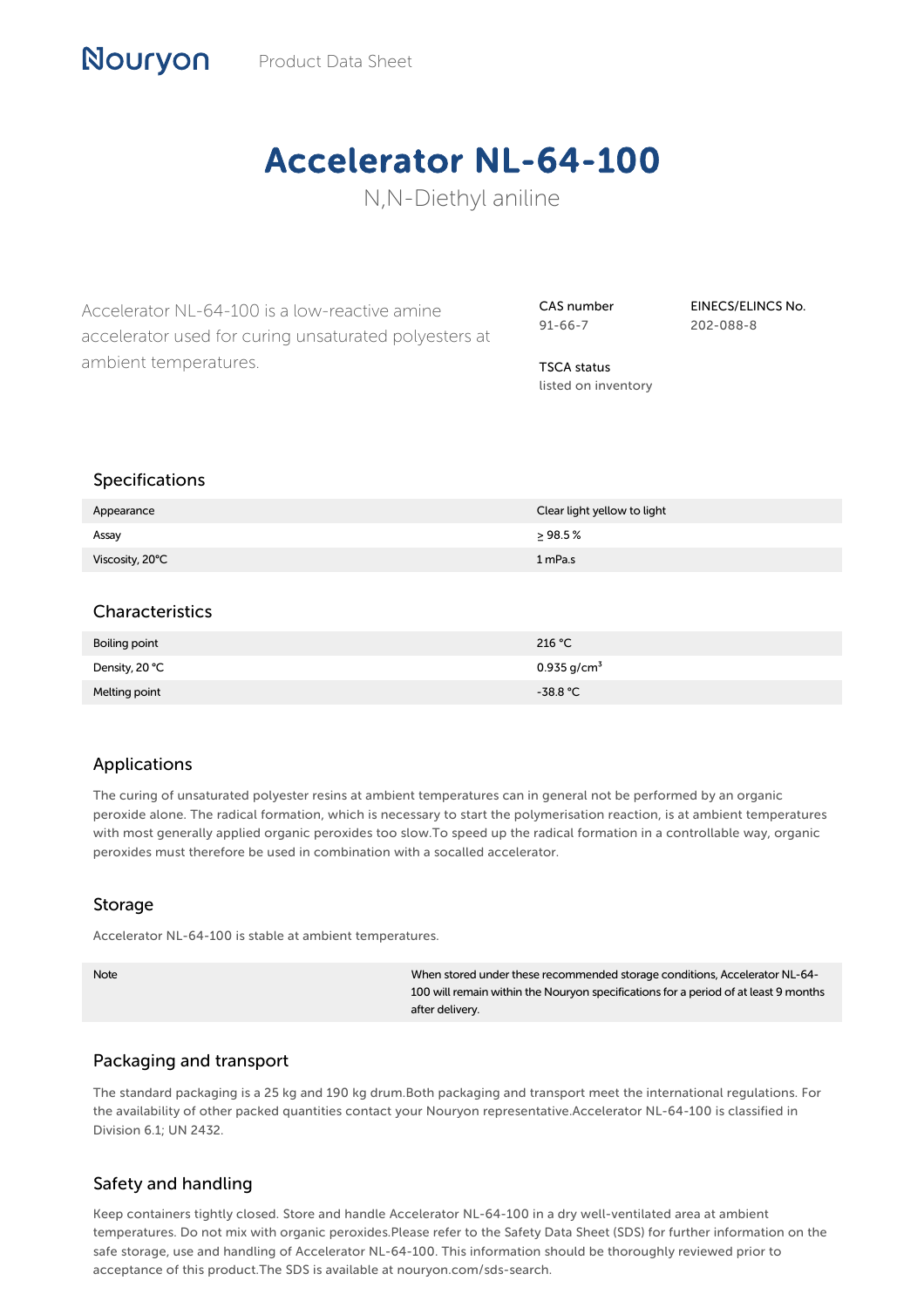Nouryon Product Data Sheet

# Accelerator NL-64-100

## N,N-Diethyl aniline

Accelerator NL-64-100 is a low-reactive amine accelerator used for curing unsaturated polyesters at ambient temperatures.

**CAS number**
91-66-7

**EINECS/ELINCS No.**
202-088-8

**TSCA status**
listed on inventory

## Specifications

| | |
|---|---|
| Appearance | Clear light yellow to light |
| Assay | ≥ 98.5 % |
| Viscosity, 20°C | 1 mPa.s |

## Characteristics

| | |
|---|---|
| Boiling point | 216 °C |
| Density, 20 °C | 0.935 g/cm$^3$ |
| Melting point | -38.8 °C |

## Applications

The curing of unsaturated polyester resins at ambient temperatures can in general not be performed by an organic peroxide alone. The radical formation, which is necessary to start the polymerisation reaction, is at ambient temperatures with most generally applied organic peroxides too slow.To speed up the radical formation in a controllable way, organic peroxides must therefore be used in combination with a socalled accelerator.

## Storage

Accelerator NL-64-100 is stable at ambient temperatures.

| | |
|---|---|
| Note | When stored under these recommended storage conditions, Accelerator NL-64-100 will remain within the Nouryon specifications for a period of at least 9 months after delivery. |

## Packaging and transport

The standard packaging is a 25 kg and 190 kg drum.Both packaging and transport meet the international regulations. For the availability of other packed quantities contact your Nouryon representative.Accelerator NL-64-100 is classified in Division 6.1; UN 2432.

## Safety and handling

Keep containers tightly closed. Store and handle Accelerator NL-64-100 in a dry well-ventilated area at ambient temperatures. Do not mix with organic peroxides.Please refer to the Safety Data Sheet (SDS) for further information on the safe storage, use and handling of Accelerator NL-64-100. This information should be thoroughly reviewed prior to acceptance of this product.The SDS is available at nouryon.com/sds-search.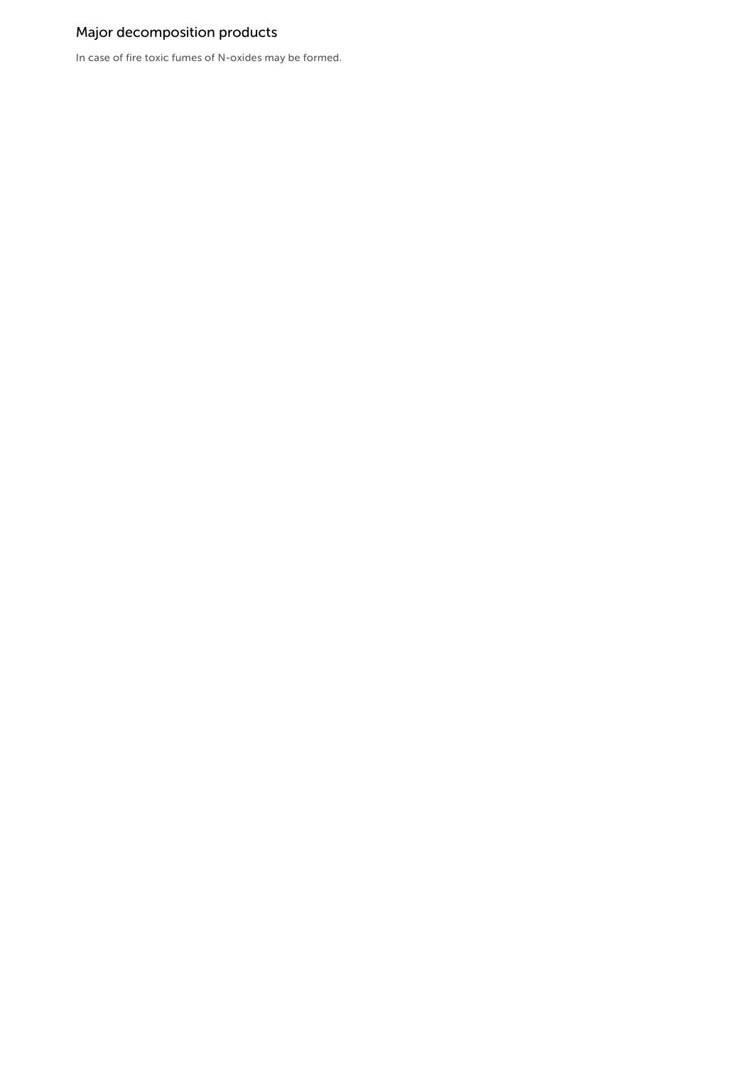## Major decomposition products

In case of fire toxic fumes of N-oxides may be formed.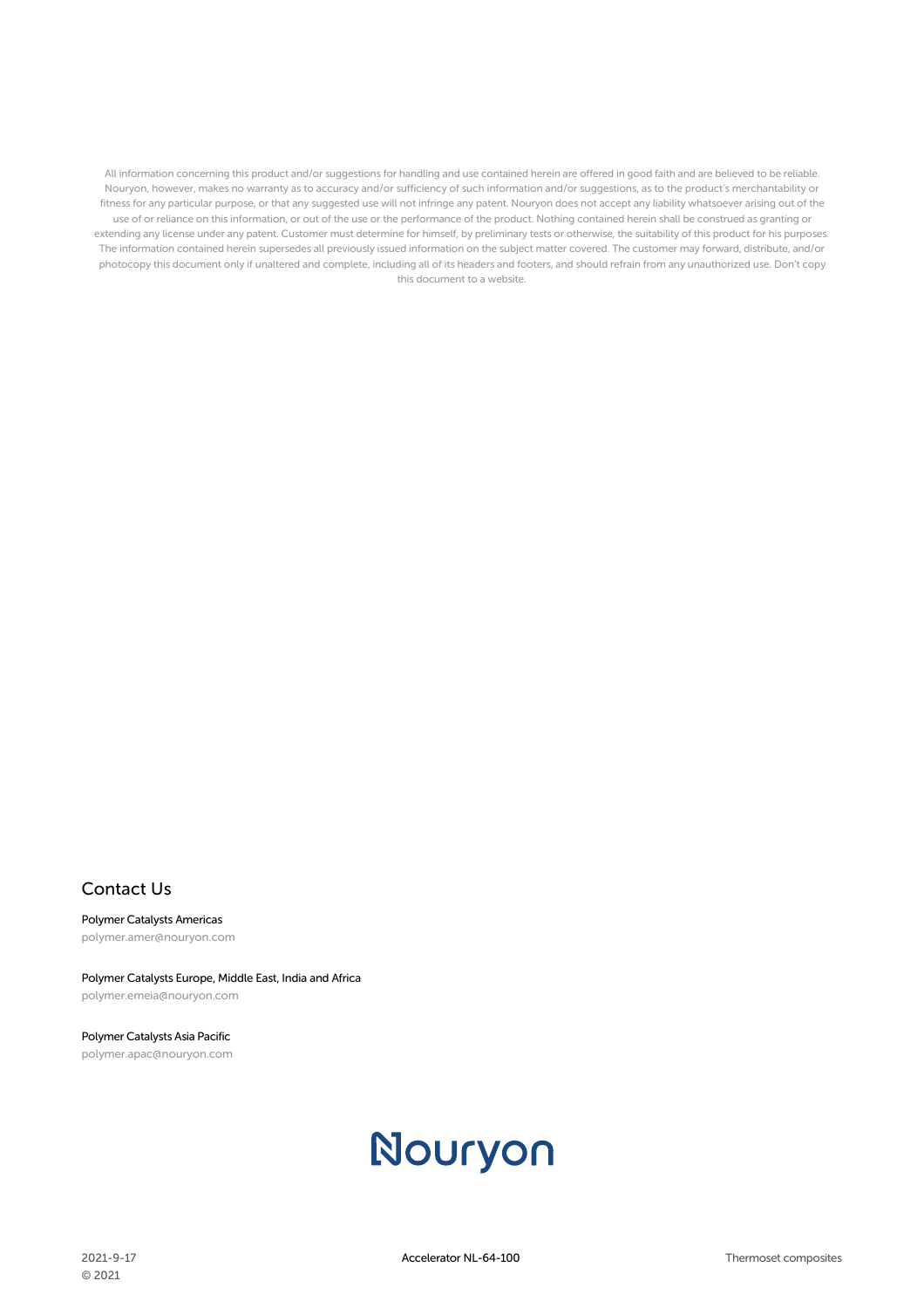All information concerning this product and/or suggestions for handling and use contained herein are offered in good faith and are believed to be reliable. Nouryon, however, makes no warranty as to accuracy and/or sufficiency of such information and/or suggestions, as to the product's merchantability or fitness for any particular purpose, or that any suggested use will not infringe any patent. Nouryon does not accept any liability whatsoever arising out of the use of or reliance on this information, or out of the use or the performance of the product. Nothing contained herein shall be construed as granting or extending any license under any patent. Customer must determine for himself, by preliminary tests or otherwise, the suitability of this product for his purposes. The information contained herein supersedes all previously issued information on the subject matter covered. The customer may forward, distribute, and/or photocopy this document only if unaltered and complete, including all of its headers and footers, and should refrain from any unauthorized use. Don't copy this document to a website.

## Contact Us

Polymer Catalysts Americas
polymer.amer@nouryon.com

Polymer Catalysts Europe, Middle East, India and Africa
polymer.emeia@nouryon.com

Polymer Catalysts Asia Pacific
polymer.apac@nouryon.com

Nouryon

2021-9-17
© 2021

Accelerator NL-64-100

Thermoset composites